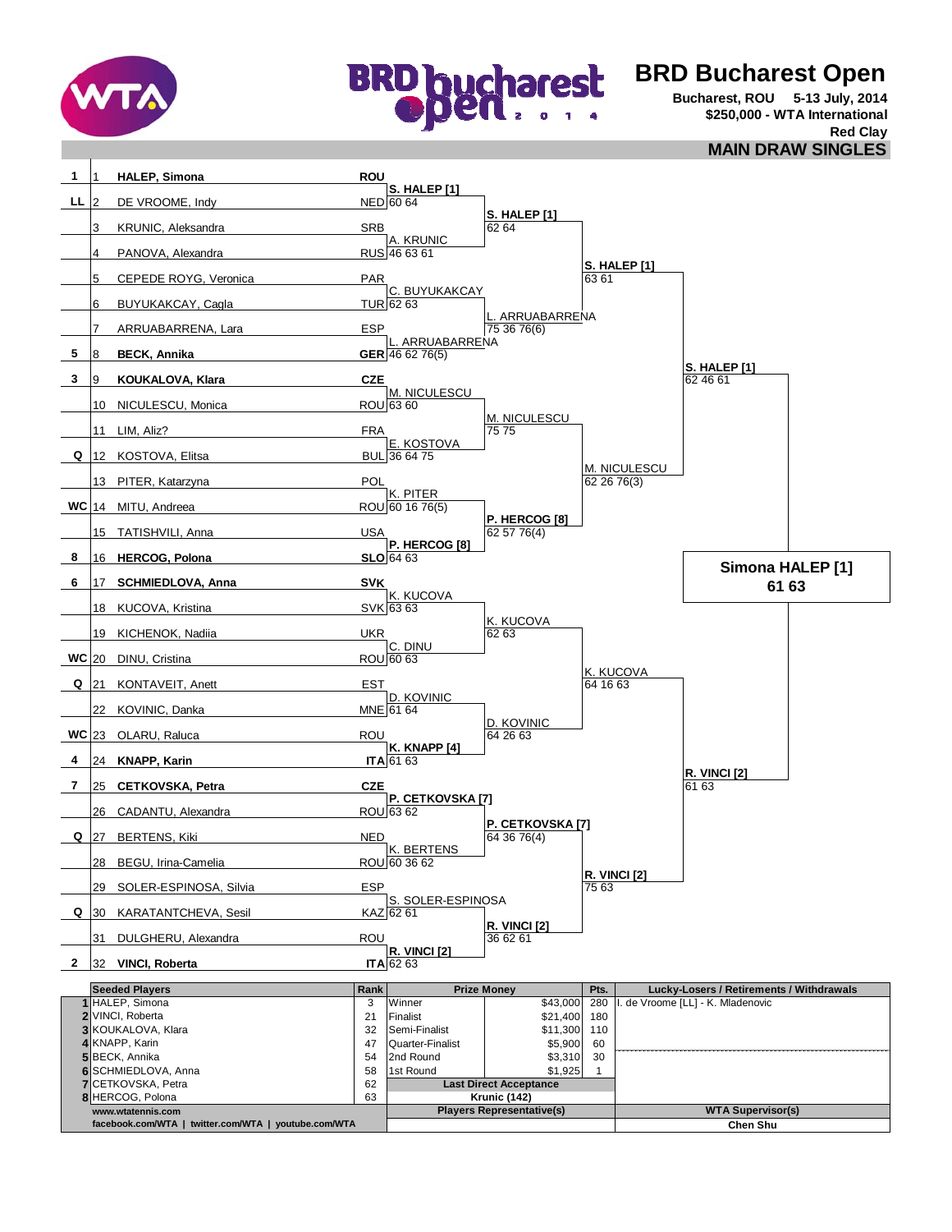# BRD Bucharest Open

**Bucharest, ROU 5-13 July, 2014**
**$250,000 - WTA International**
**Red Clay**

## MAIN DRAW SINGLES

| Seed | # | Player | Nat | 2nd Round | Quarterfinals | Semifinals | Final |
|---|---|---|---|---|---|---|---|
| 1 | 1 | **HALEP, Simona** | **ROU** | **S. HALEP [1]** 60 64 | **S. HALEP [1]** 62 64 | **S. HALEP [1]** 63 61 | **S. HALEP [1]** 62 46 61 |
| LL | 2 | DE VROOME, Indy | NED | | | | |
| | 3 | KRUNIC, Aleksandra | SRB | A. KRUNIC 46 63 61 | | | |
| | 4 | PANOVA, Alexandra | RUS | | | | |
| | 5 | CEPEDE ROYG, Veronica | PAR | C. BUYUKAKCAY 62 63 | L. ARRUABARRENA 75 36 76(6) | | |
| | 6 | BUYUKAKCAY, Cagla | TUR | | | | |
| | 7 | ARRUABARRENA, Lara | ESP | L. ARRUABARRENA 46 62 76(5) | | | |
| 5 | 8 | **BECK, Annika** | **GER** | | | | |
| 3 | 9 | **KOUKALOVA, Klara** | **CZE** | M. NICULESCU 63 60 | M. NICULESCU 75 75 | M. NICULESCU 62 26 76(3) | |
| | 10 | NICULESCU, Monica | ROU | | | | |
| | 11 | LIM, Aliz? | FRA | E. KOSTOVA 36 64 75 | | | |
| Q | 12 | KOSTOVA, Elitsa | BUL | | | | |
| | 13 | PITER, Katarzyna | POL | K. PITER 60 16 76(5) | **P. HERCOG [8]** 62 57 76(4) | | |
| WC | 14 | MITU, Andreea | ROU | | | | |
| | 15 | TATISHVILI, Anna | USA | **P. HERCOG [8]** 64 63 | | | |
| 8 | 16 | **HERCOG, Polona** | **SLO** | | | | |
| 6 | 17 | **SCHMIEDLOVA, Anna** | **SVK** | K. KUCOVA 63 63 | K. KUCOVA 62 63 | K. KUCOVA 64 16 63 | **R. VINCI [2]** 61 63 |
| | 18 | KUCOVA, Kristina | SVK | | | | |
| | 19 | KICHENOK, Nadiia | UKR | C. DINU 60 63 | | | |
| WC | 20 | DINU, Cristina | ROU | | | | |
| Q | 21 | KONTAVEIT, Anett | EST | D. KOVINIC 61 64 | D. KOVINIC 64 26 63 | | |
| | 22 | KOVINIC, Danka | MNE | | | | |
| WC | 23 | OLARU, Raluca | ROU | **K. KNAPP [4]** 61 63 | | | |
| 4 | 24 | **KNAPP, Karin** | **ITA** | | | | |
| 7 | 25 | **CETKOVSKA, Petra** | **CZE** | **P. CETKOVSKA [7]** 63 62 | **P. CETKOVSKA [7]** 64 36 76(4) | **R. VINCI [2]** 75 63 | |
| | 26 | CADANTU, Alexandra | ROU | | | | |
| Q | 27 | BERTENS, Kiki | NED | K. BERTENS 60 36 62 | | | |
| | 28 | BEGU, Irina-Camelia | ROU | | | | |
| | 29 | SOLER-ESPINOSA, Silvia | ESP | S. SOLER-ESPINOSA 62 61 | **R. VINCI [2]** 36 62 61 | | |
| Q | 30 | KARATANTCHEVA, Sesil | KAZ | | | | |
| | 31 | DULGHERU, Alexandra | ROU | **R. VINCI [2]** 62 63 | | | |
| 2 | 32 | **VINCI, Roberta** | **ITA** | | | | |

**Winner: Simona HALEP [1] 61 63**

| # | Seeded Players | Rank | Prize Money | | Pts. | Lucky-Losers / Retirements / Withdrawals |
|---|---|---|---|---|---|---|
| 1 | HALEP, Simona | 3 | Winner | $43,000 | 280 | I. de Vroome [LL] - K. Mladenovic |
| 2 | VINCI, Roberta | 21 | Finalist | $21,400 | 180 | |
| 3 | KOUKALOVA, Klara | 32 | Semi-Finalist | $11,300 | 110 | |
| 4 | KNAPP, Karin | 47 | Quarter-Finalist | $5,900 | 60 | |
| 5 | BECK, Annika | 54 | 2nd Round | $3,310 | 30 | |
| 6 | SCHMIEDLOVA, Anna | 58 | 1st Round | $1,925 | 1 | |
| 7 | CETKOVSKA, Petra | 62 | **Last Direct Acceptance** | | | |
| 8 | HERCOG, Polona | 63 | **Krunic (142)** | | | |
| | **www.wtatennis.com** | | **Players Representative(s)** | | | **WTA Supervisor(s)** |
| | **facebook.com/WTA \| twitter.com/WTA \| youtube.com/WTA** | | | | | **Chen Shu** |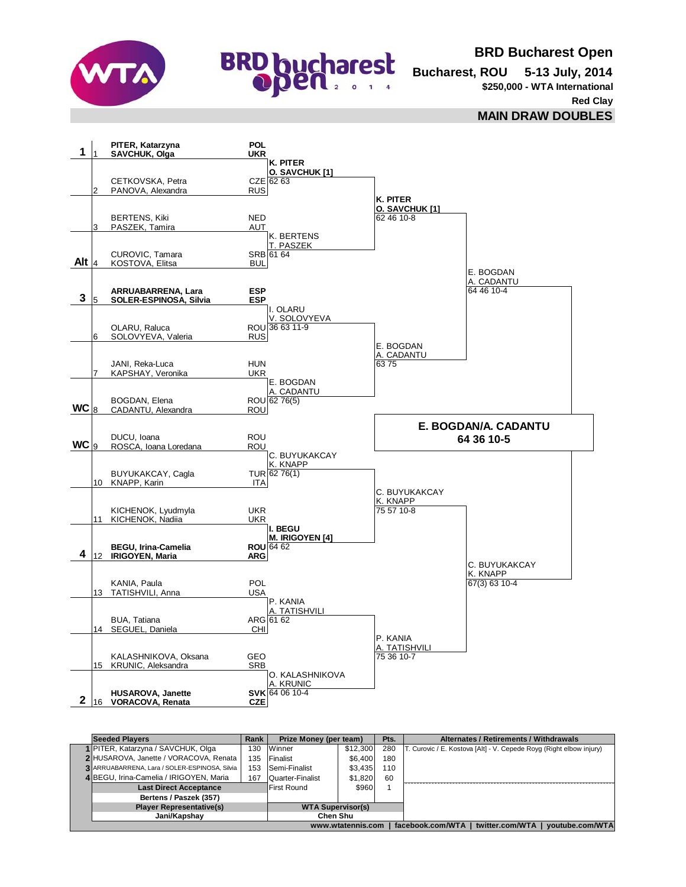# BRD Bucharest Open

**Bucharest, ROU 5-13 July, 2014**

**$250,000 - WTA International**

**Red Clay**

## MAIN DRAW DOUBLES

### First Round

| Seed | # | Players | Nat |
|---|---|---|---|
| 1 | 1 | **PITER, Katarzyna / SAVCHUK, Olga** | **POL / UKR** |
| | 2 | CETKOVSKA, Petra / PANOVA, Alexandra | CZE / RUS |
| | 3 | BERTENS, Kiki / PASZEK, Tamira | NED / AUT |
| Alt | 4 | CUROVIC, Tamara / KOSTOVA, Elitsa | SRB / BUL |
| 3 | 5 | **ARRUABARRENA, Lara / SOLER-ESPINOSA, Silvia** | **ESP / ESP** |
| | 6 | OLARU, Raluca / SOLOVYEVA, Valeria | ROU / RUS |
| | 7 | JANI, Reka-Luca / KAPSHAY, Veronika | HUN / UKR |
| WC | 8 | BOGDAN, Elena / CADANTU, Alexandra | ROU / ROU |
| WC | 9 | DUCU, Ioana / ROSCA, Ioana Loredana | ROU / ROU |
| | 10 | BUYUKAKCAY, Cagla / KNAPP, Karin | TUR / ITA |
| | 11 | KICHENOK, Lyudmyla / KICHENOK, Nadiia | UKR / UKR |
| 4 | 12 | **BEGU, Irina-Camelia / IRIGOYEN, Maria** | **ROU / ARG** |
| | 13 | KANIA, Paula / TATISHVILI, Anna | POL / USA |
| | 14 | BUA, Tatiana / SEGUEL, Daniela | ARG / CHI |
| | 15 | KALASHNIKOVA, Oksana / KRUNIC, Aleksandra | GEO / SRB |
| 2 | 16 | **HUSAROVA, Janette / VORACOVA, Renata** | **SVK / CZE** |

### Quarterfinals (First Round results)

| Winner | Score |
|---|---|
| **K. PITER / O. SAVCHUK [1]** | 62 63 |
| K. BERTENS / T. PASZEK | 61 64 |
| I. OLARU / V. SOLOVYEVA | 36 63 11-9 |
| E. BOGDAN / A. CADANTU | 62 76(5) |
| C. BUYUKAKCAY / K. KNAPP | 62 76(1) |
| **I. BEGU / M. IRIGOYEN [4]** | 64 62 |
| P. KANIA / A. TATISHVILI | 61 62 |
| O. KALASHNIKOVA / A. KRUNIC | 64 06 10-4 |

### Semifinals (Quarterfinal results)

| Winner | Score |
|---|---|
| **K. PITER / O. SAVCHUK [1]** | 62 46 10-8 |
| E. BOGDAN / A. CADANTU | 63 75 |
| C. BUYUKAKCAY / K. KNAPP | 75 57 10-8 |
| P. KANIA / A. TATISHVILI | 75 36 10-7 |

### Final (Semifinal results)

| Winner | Score |
|---|---|
| E. BOGDAN / A. CADANTU | 64 46 10-4 |
| C. BUYUKAKCAY / K. KNAPP | 67(3) 63 10-4 |

### Champions

**E. BOGDAN/A. CADANTU**
**64 36 10-5**

| Seeded Players | Rank | Prize Money (per team) | | Pts. | Alternates / Retirements / Withdrawals |
|---|---|---|---|---|---|
| 1 PITER, Katarzyna / SAVCHUK, Olga | 130 | Winner | $12,300 | 280 | T. Curovic / E. Kostova [Alt] - V. Cepede Royg (Right elbow injury) |
| 2 HUSAROVA, Janette / VORACOVA, Renata | 135 | Finalist | $6,400 | 180 | |
| 3 ARRUABARRENA, Lara / SOLER-ESPINOSA, Silvia | 153 | Semi-Finalist | $3,435 | 110 | |
| 4 BEGU, Irina-Camelia / IRIGOYEN, Maria | 167 | Quarter-Finalist | $1,820 | 60 | |
| **Last Direct Acceptance** | | First Round | $960 | 1 | |
| **Bertens / Paszek (357)** | | | | | |
| **Player Representative(s)** | | **WTA Supervisor(s)** | | | |
| **Jani/Kapshay** | | **Chen Shu** | | | |

**www.wtatennis.com | facebook.com/WTA | twitter.com/WTA | youtube.com/WTA**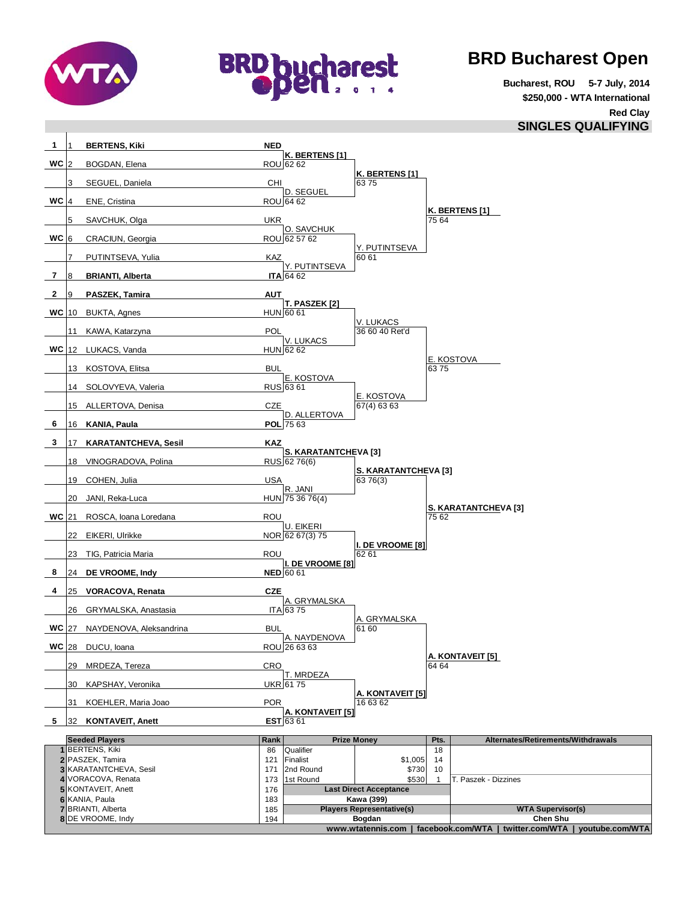# BRD Bucharest Open

**Bucharest, ROU 5-7 July, 2014**

**$250,000 - WTA International**

**Red Clay**

## SINGLES QUALIFYING

| Seed | # | Player | Nat | Round 1 | Round 2 | Qualifiers |
|---|---|---|---|---|---|---|
| 1 | 1 | **BERTENS, Kiki** | **NED** | **K. BERTENS [1]** 62 62 | **K. BERTENS [1]** 63 75 | **K. BERTENS [1]** 75 64 |
| WC | 2 | BOGDAN, Elena | ROU | | | |
| | 3 | SEGUEL, Daniela | CHI | D. SEGUEL 64 62 | | |
| WC | 4 | ENE, Cristina | ROU | | | |
| | 5 | SAVCHUK, Olga | UKR | O. SAVCHUK 62 57 62 | Y. PUTINTSEVA 60 61 | |
| WC | 6 | CRACIUN, Georgia | ROU | | | |
| | 7 | PUTINTSEVA, Yulia | KAZ | Y. PUTINTSEVA 64 62 | | |
| 7 | 8 | **BRIANTI, Alberta** | **ITA** | | | |
| 2 | 9 | **PASZEK, Tamira** | **AUT** | **T. PASZEK [2]** 60 61 | V. LUKACS 36 60 40 Ret'd | E. KOSTOVA 63 75 |
| WC | 10 | BUKTA, Agnes | HUN | | | |
| | 11 | KAWA, Katarzyna | POL | V. LUKACS 62 62 | | |
| WC | 12 | LUKACS, Vanda | HUN | | | |
| | 13 | KOSTOVA, Elitsa | BUL | E. KOSTOVA 63 61 | E. KOSTOVA 67(4) 63 63 | |
| | 14 | SOLOVYEVA, Valeria | RUS | | | |
| | 15 | ALLERTOVA, Denisa | CZE | D. ALLERTOVA 75 63 | | |
| 6 | 16 | **KANIA, Paula** | **POL** | | | |
| 3 | 17 | **KARATANTCHEVA, Sesil** | **KAZ** | **S. KARATANTCHEVA [3]** 62 76(6) | **S. KARATANTCHEVA [3]** 63 76(3) | **S. KARATANTCHEVA [3]** 75 62 |
| | 18 | VINOGRADOVA, Polina | RUS | | | |
| | 19 | COHEN, Julia | USA | R. JANI 75 36 76(4) | | |
| | 20 | JANI, Reka-Luca | HUN | | | |
| WC | 21 | ROSCA, Ioana Loredana | ROU | U. EIKERI 62 67(3) 75 | **I. DE VROOME [8]** 62 61 | |
| | 22 | EIKERI, Ulrikke | NOR | | | |
| | 23 | TIG, Patricia Maria | ROU | **I. DE VROOME [8]** 60 61 | | |
| 8 | 24 | **DE VROOME, Indy** | **NED** | | | |
| 4 | 25 | **VORACOVA, Renata** | **CZE** | A. GRYMALSKA 63 75 | A. GRYMALSKA 61 60 | **A. KONTAVEIT [5]** 64 64 |
| | 26 | GRYMALSKA, Anastasia | ITA | | | |
| WC | 27 | NAYDENOVA, Aleksandrina | BUL | A. NAYDENOVA 26 63 63 | | |
| WC | 28 | DUCU, Ioana | ROU | | | |
| | 29 | MRDEZA, Tereza | CRO | T. MRDEZA 61 75 | **A. KONTAVEIT [5]** 16 63 62 | |
| | 30 | KAPSHAY, Veronika | UKR | | | |
| | 31 | KOEHLER, Maria Joao | POR | **A. KONTAVEIT [5]** 63 61 | | |
| 5 | 32 | **KONTAVEIT, Anett** | **EST** | | | |

| # | Seeded Players | Rank | Prize Money | | Pts. | Alternates/Retirements/Withdrawals |
|---|---|---|---|---|---|---|
| 1 | BERTENS, Kiki | 86 | Qualifier | | 18 | |
| 2 | PASZEK, Tamira | 121 | Finalist | $1,005 | 14 | |
| 3 | KARATANTCHEVA, Sesil | 171 | 2nd Round | $730 | 10 | |
| 4 | VORACOVA, Renata | 173 | 1st Round | $530 | 1 | T. Paszek - Dizzines |
| 5 | KONTAVEIT, Anett | 176 | **Last Direct Acceptance** | | | |
| 6 | KANIA, Paula | 183 | **Kawa (399)** | | | |
| 7 | BRIANTI, Alberta | 185 | **Players Representative(s)** | | | **WTA Supervisor(s)** |
| 8 | DE VROOME, Indy | 194 | **Bogdan** | | | **Chen Shu** |

**www.wtatennis.com | facebook.com/WTA | twitter.com/WTA | youtube.com/WTA**